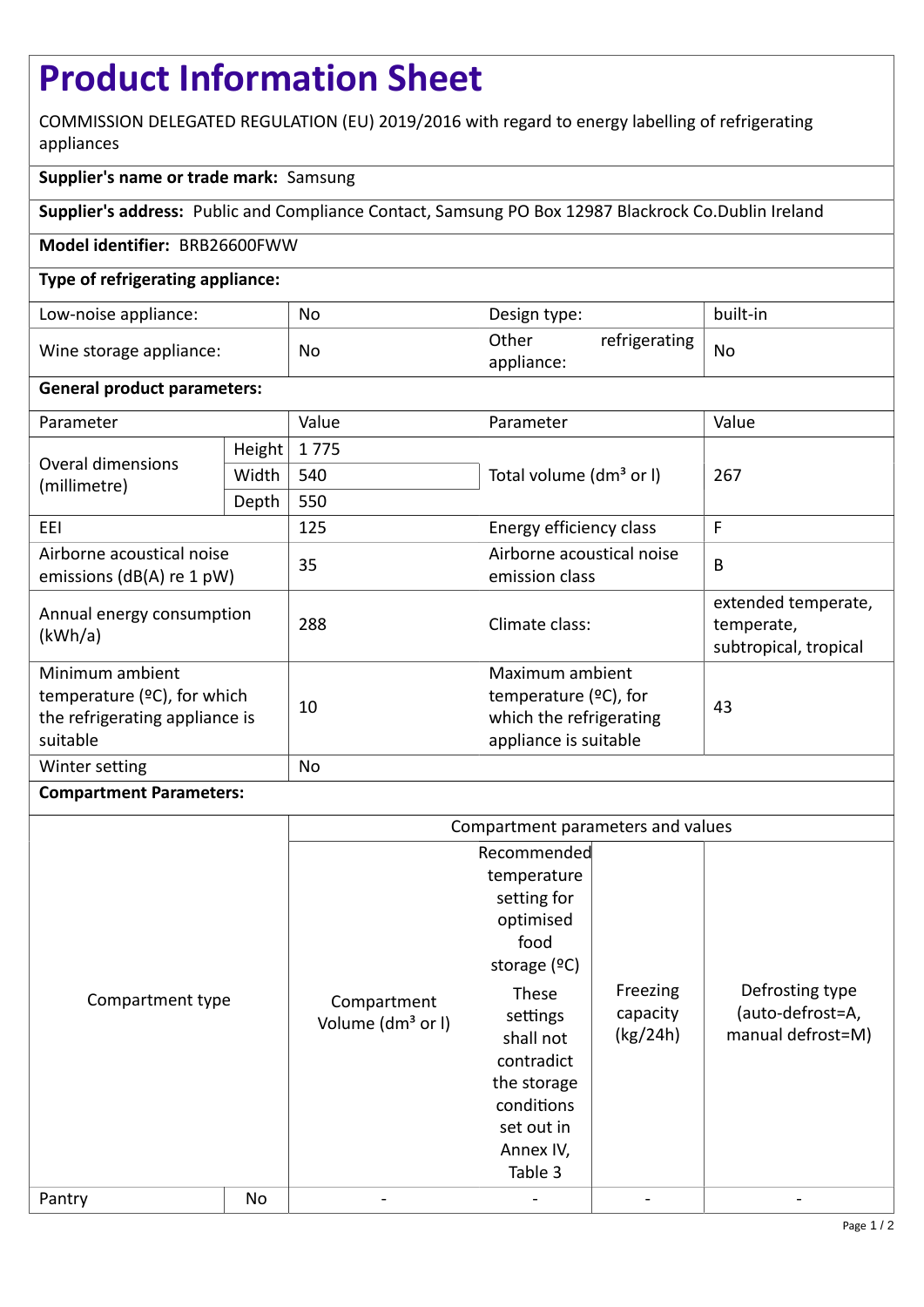# Product Information Sheet

COMMISSION DELEGATED REGULATION (EU) 2019/2016 with regard to energy labelling of refrigerating appliances

**Supplier's name or trade mark:** Samsung

**Supplier's address:** Public and Compliance Contact, Samsung PO Box 12987 Blackrock Co.Dublin Ireland

**Model identifier:** BRB26600FWW

**Type of refrigerating appliance:**

| | | | |
|---|---|---|---|
| Low-noise appliance: | No | Design type: | built-in |
| Wine storage appliance: | No | Other refrigerating appliance: | No |

**General product parameters:**

| Parameter | | Value | Parameter | Value |
|---|---|---|---|---|
| Overal dimensions (millimetre) | Height | 1 775 | Total volume (dm³ or l) | 267 |
| | Width | 540 | | |
| | Depth | 550 | | |
| EEI | | 125 | Energy efficiency class | F |
| Airborne acoustical noise emissions (dB(A) re 1 pW) | | 35 | Airborne acoustical noise emission class | B |
| Annual energy consumption (kWh/a) | | 288 | Climate class: | extended temperate, temperate, subtropical, tropical |
| Minimum ambient temperature (ºC), for which the refrigerating appliance is suitable | | 10 | Maximum ambient temperature (ºC), for which the refrigerating appliance is suitable | 43 |
| Winter setting | | No | | |

**Compartment Parameters:**

| Compartment type | | Compartment parameters and values | | | |
|---|---|---|---|---|---|
| | | Compartment Volume (dm³ or l) | Recommended temperature setting for optimised food storage (ºC) These settings shall not contradict the storage conditions set out in Annex IV, Table 3 | Freezing capacity (kg/24h) | Defrosting type (auto-defrost=A, manual defrost=M) |
| Pantry | No | - | - | - | - |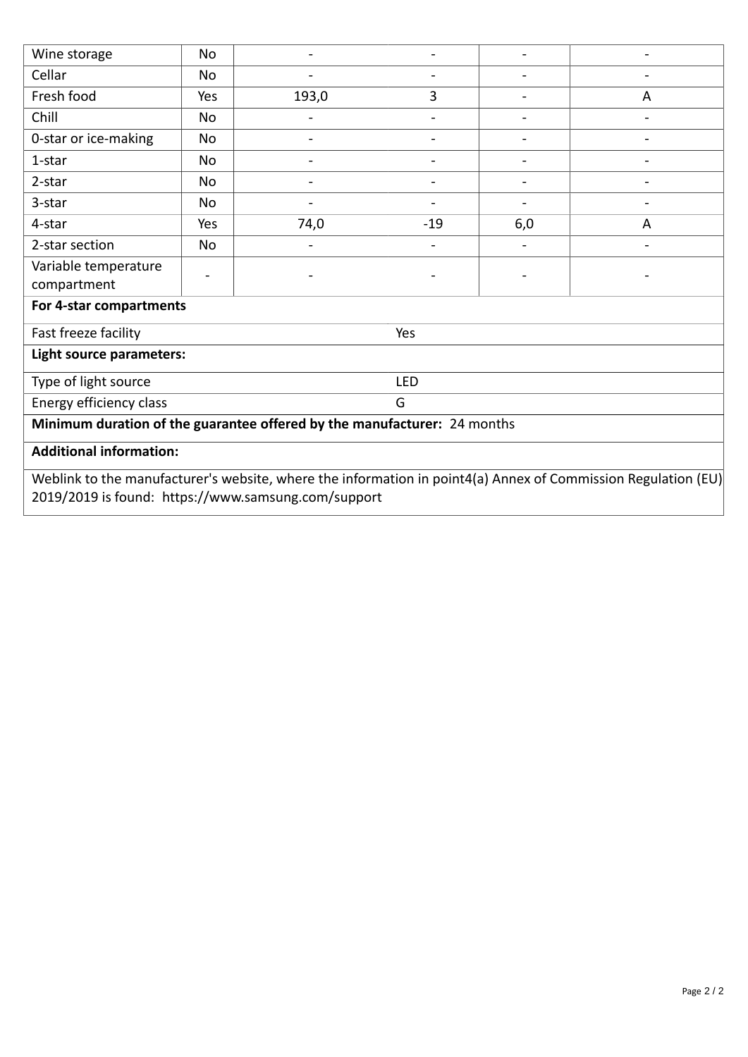| | | | | | |
|---|---|---|---|---|---|
| Wine storage | No | - | - | - | - |
| Cellar | No | - | - | - | - |
| Fresh food | Yes | 193,0 | 3 | - | A |
| Chill | No | - | - | - | - |
| 0-star or ice-making | No | - | - | - | - |
| 1-star | No | - | - | - | - |
| 2-star | No | - | - | - | - |
| 3-star | No | - | - | - | - |
| 4-star | Yes | 74,0 | -19 | 6,0 | A |
| 2-star section | No | - | - | - | - |
| Variable temperature compartment | - | - | - | - | - |

| | |
|---|---|
| **For 4-star compartments** | |
| Fast freeze facility | Yes |
| **Light source parameters:** | |
| Type of light source | LED |
| Energy efficiency class | G |

**Minimum duration of the guarantee offered by the manufacturer:** 24 months

**Additional information:**

Weblink to the manufacturer's website, where the information in point4(a) Annex of Commission Regulation (EU) 2019/2019 is found: https://www.samsung.com/support